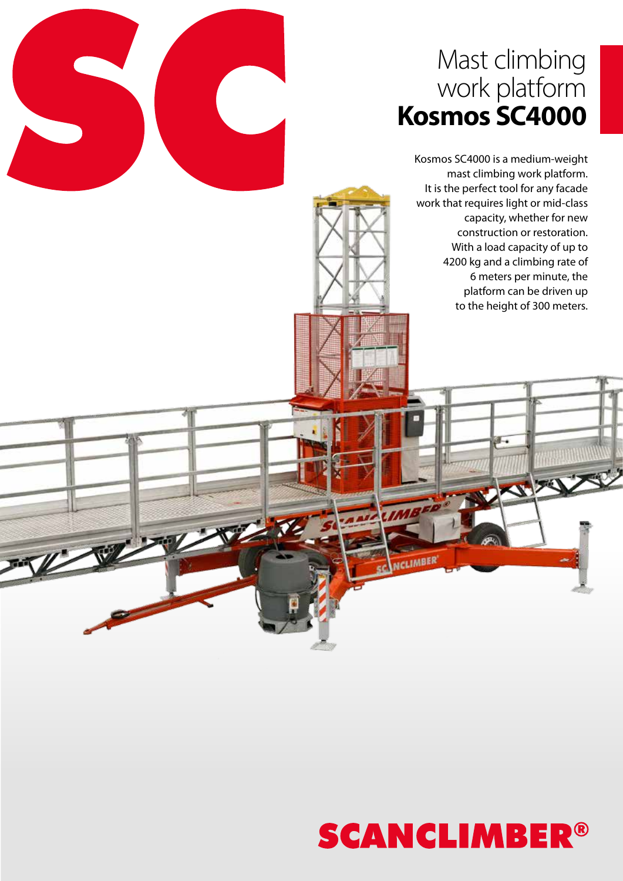# Mast climbing work platform **Kosmos SC4000**

Kosmos SC4000 is a medium-weight mast climbing work platform. It is the perfect tool for any facade work that requires light or mid-class capacity, whether for new construction or restoration. With a load capacity of up to 4200 kg and a climbing rate of 6 meters per minute, the platform can be driven up to the height of 300 meters.

**SCANCLIMBER®**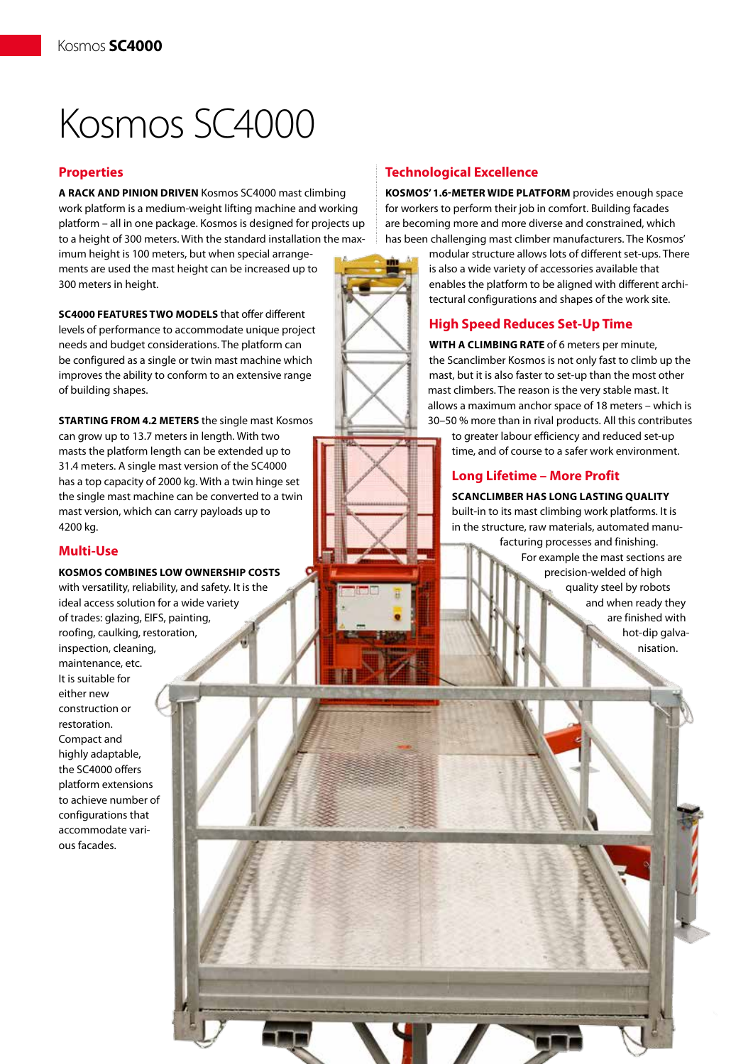# Kosmos SC4000

## Properties

**A RACK AND PINION DRIVEN** Kosmos SC4000 mast climbing work platform is a medium-weight lifting machine and working platform – all in one package. Kosmos is designed for projects up to a height of 300 meters. With the standard installation the maximum height is 100 meters, but when special arrangements are used the mast height can be increased up to 300 meters in height.

**SC4000 FEATURES TWO MODELS** that offer different levels of performance to accommodate unique project needs and budget considerations. The platform can be configured as a single or twin mast machine which improves the ability to conform to an extensive range of building shapes.

**STARTING FROM 4.2 METERS** the single mast Kosmos can grow up to 13.7 meters in length. With two masts the platform length can be extended up to 31.4 meters. A single mast version of the SC4000 has a top capacity of 2000 kg. With a twin hinge set the single mast machine can be converted to a twin mast version, which can carry payloads up to 4200 kg.

## Multi-Use

**KOSMOS COMBINES LOW OWNERSHIP COSTS** with versatility, reliability, and safety. It is the ideal access solution for a wide variety of trades: glazing, EIFS, painting, roofing, caulking, restoration, inspection, cleaning, maintenance, etc. It is suitable for either new construction or restoration. Compact and highly adaptable, the SC4000 offers platform extensions to achieve number of configurations that accommodate various facades.

## Technological Excellence

**KOSMOS' 1.6-METER WIDE PLATFORM** provides enough space for workers to perform their job in comfort. Building facades are becoming more and more diverse and constrained, which has been challenging mast climber manufacturers. The Kosmos' modular structure allows lots of different set-ups. There is also a wide variety of accessories available that enables the platform to be aligned with different architectural configurations and shapes of the work site.

## High Speed Reduces Set-Up Time

**WITH A CLIMBING RATE** of 6 meters per minute, the Scanclimber Kosmos is not only fast to climb up the mast, but it is also faster to set-up than the most other mast climbers. The reason is the very stable mast. It allows a maximum anchor space of 18 meters – which is 30–50 % more than in rival products. All this contributes to greater labour efficiency and reduced set-up time, and of course to a safer work environment.

## Long Lifetime – More Profit

**SCANCLIMBER HAS LONG LASTING QUALITY** built-in to its mast climbing work platforms. It is in the structure, raw materials, automated manufacturing processes and finishing. For example the mast sections are precision-welded of high quality steel by robots and when ready they are finished with hot-dip galvanisation.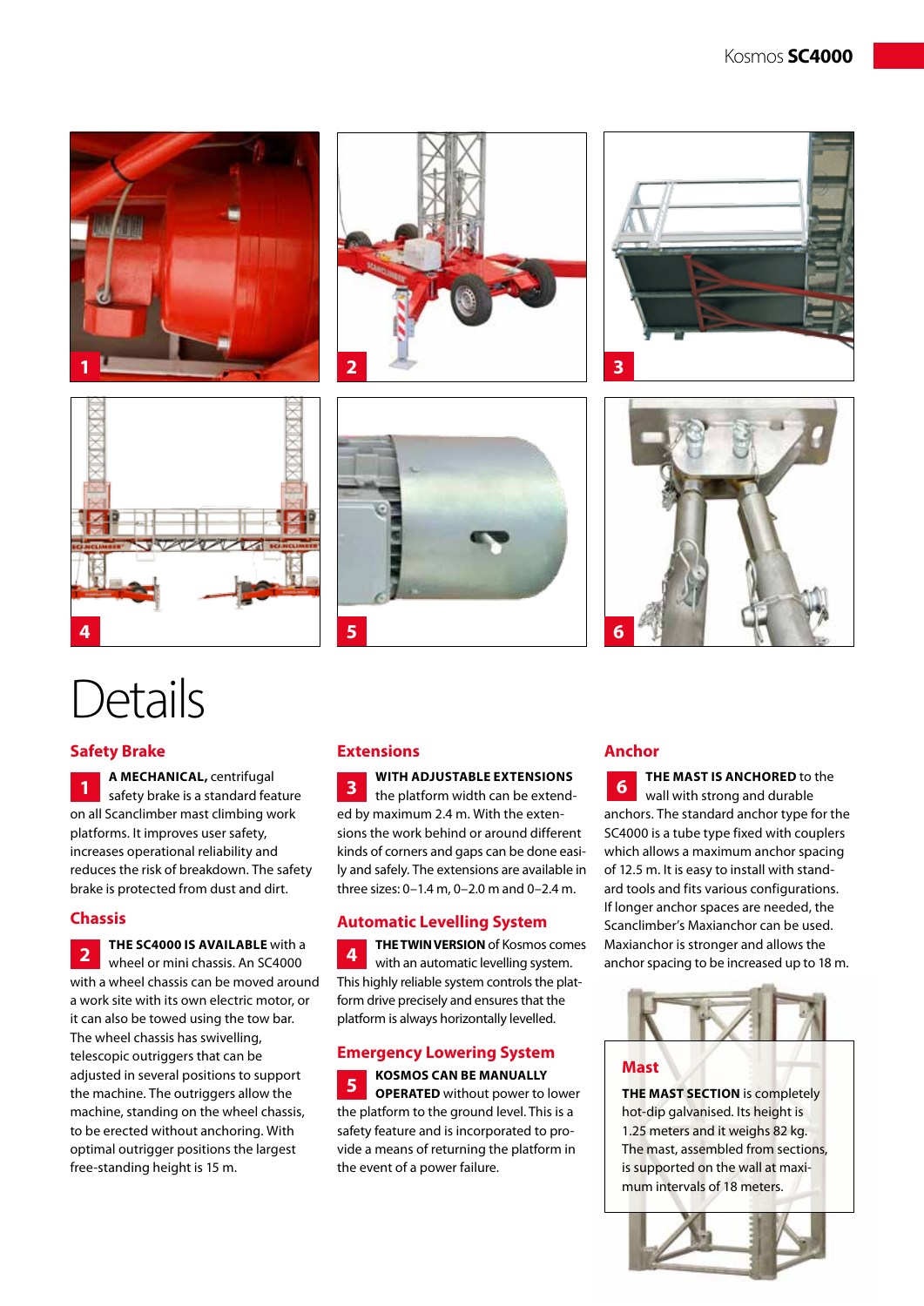# Details

## Safety Brake

**1** **A MECHANICAL,** centrifugal safety brake is a standard feature on all Scanclimber mast climbing work platforms. It improves user safety, increases operational reliability and reduces the risk of breakdown. The safety brake is protected from dust and dirt.

## Chassis

**2** **THE SC4000 IS AVAILABLE** with a wheel or mini chassis. An SC4000 with a wheel chassis can be moved around a work site with its own electric motor, or it can also be towed using the tow bar. The wheel chassis has swivelling, telescopic outriggers that can be adjusted in several positions to support the machine. The outriggers allow the machine, standing on the wheel chassis, to be erected without anchoring. With optimal outrigger positions the largest free-standing height is 15 m.

## Extensions

**3** **WITH ADJUSTABLE EXTENSIONS** the platform width can be extended by maximum 2.4 m. With the extensions the work behind or around different kinds of corners and gaps can be done easily and safely. The extensions are available in three sizes: 0–1.4 m, 0–2.0 m and 0–2.4 m.

## Automatic Levelling System

**4** **THE TWIN VERSION** of Kosmos comes with an automatic levelling system. This highly reliable system controls the platform drive precisely and ensures that the platform is always horizontally levelled.

## Emergency Lowering System

**5** **KOSMOS CAN BE MANUALLY OPERATED** without power to lower the platform to the ground level. This is a safety feature and is incorporated to provide a means of returning the platform in the event of a power failure.

## Anchor

**6** **THE MAST IS ANCHORED** to the wall with strong and durable anchors. The standard anchor type for the SC4000 is a tube type fixed with couplers which allows a maximum anchor spacing of 12.5 m. It is easy to install with standard tools and fits various configurations. If longer anchor spaces are needed, the Scanclimber's Maxianchor can be used. Maxianchor is stronger and allows the anchor spacing to be increased up to 18 m.

## Mast

**THE MAST SECTION** is completely hot-dip galvanised. Its height is 1.25 meters and it weighs 82 kg. The mast, assembled from sections, is supported on the wall at maximum intervals of 18 meters.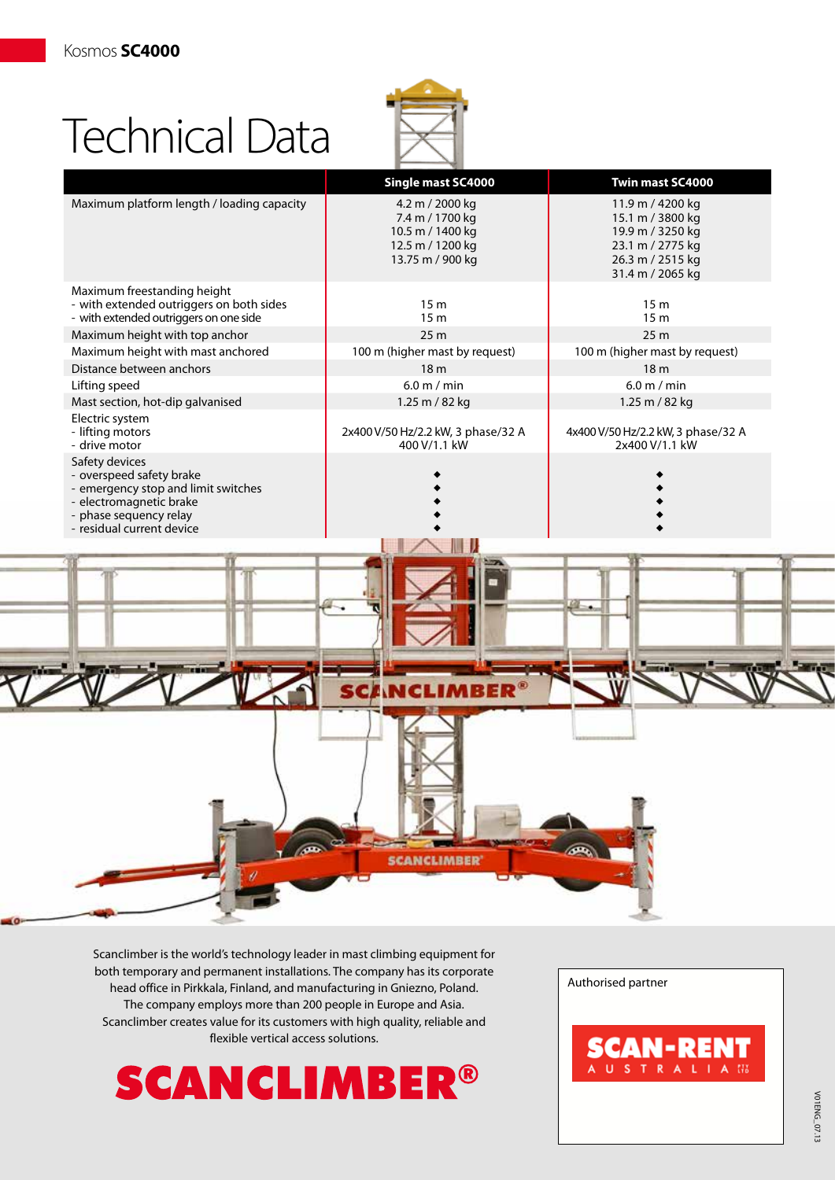Kosmos **SC4000**

# Technical Data

| | Single mast SC4000 | Twin mast SC4000 |
|---|---|---|
| Maximum platform length / loading capacity | 4.2 m / 2000 kg<br>7.4 m / 1700 kg<br>10.5 m / 1400 kg<br>12.5 m / 1200 kg<br>13.75 m / 900 kg | 11.9 m / 4200 kg<br>15.1 m / 3800 kg<br>19.9 m / 3250 kg<br>23.1 m / 2775 kg<br>26.3 m / 2515 kg<br>31.4 m / 2065 kg |
| Maximum freestanding height<br>- with extended outriggers on both sides<br>- with extended outriggers on one side | <br>15 m<br>15 m | <br>15 m<br>15 m |
| Maximum height with top anchor | 25 m | 25 m |
| Maximum height with mast anchored | 100 m (higher mast by request) | 100 m (higher mast by request) |
| Distance between anchors | 18 m | 18 m |
| Lifting speed | 6.0 m / min | 6.0 m / min |
| Mast section, hot-dip galvanised | 1.25 m / 82 kg | 1.25 m / 82 kg |
| Electric system<br>- lifting motors<br>- drive motor | <br>2x400 V/50 Hz/2.2 kW, 3 phase/32 A<br>400 V/1.1 kW | <br>4x400 V/50 Hz/2.2 kW, 3 phase/32 A<br>2x400 V/1.1 kW |
| Safety devices<br>- overspeed safety brake<br>- emergency stop and limit switches<br>- electromagnetic brake<br>- phase sequency relay<br>- residual current device | <br>◆<br>◆<br>◆<br>◆<br>◆ | <br>◆<br>◆<br>◆<br>◆<br>◆ |

Scanclimber is the world's technology leader in mast climbing equipment for both temporary and permanent installations. The company has its corporate head office in Pirkkala, Finland, and manufacturing in Gniezno, Poland. The company employs more than 200 people in Europe and Asia. Scanclimber creates value for its customers with high quality, reliable and flexible vertical access solutions.

**SCANCLIMBER®**

Authorised partner

**SCAN-RENT AUSTRALIA PTY LTD**

V01ENG_07.13